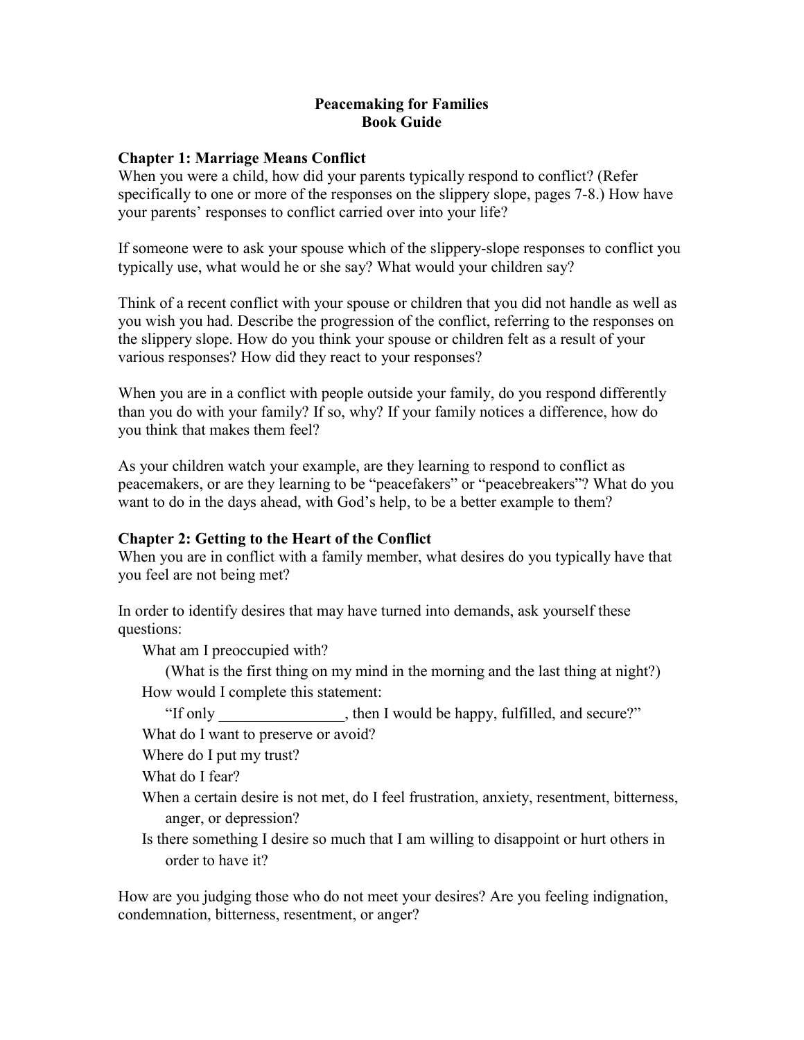# Peacemaking for Families
## Book Guide

### Chapter 1: Marriage Means Conflict

When you were a child, how did your parents typically respond to conflict? (Refer specifically to one or more of the responses on the slippery slope, pages 7-8.) How have your parents' responses to conflict carried over into your life?

If someone were to ask your spouse which of the slippery-slope responses to conflict you typically use, what would he or she say? What would your children say?

Think of a recent conflict with your spouse or children that you did not handle as well as you wish you had. Describe the progression of the conflict, referring to the responses on the slippery slope. How do you think your spouse or children felt as a result of your various responses? How did they react to your responses?

When you are in a conflict with people outside your family, do you respond differently than you do with your family? If so, why? If your family notices a difference, how do you think that makes them feel?

As your children watch your example, are they learning to respond to conflict as peacemakers, or are they learning to be "peacefakers" or "peacebreakers"? What do you want to do in the days ahead, with God's help, to be a better example to them?

### Chapter 2: Getting to the Heart of the Conflict

When you are in conflict with a family member, what desires do you typically have that you feel are not being met?

In order to identify desires that may have turned into demands, ask yourself these questions:

- What am I preoccupied with?
  - (What is the first thing on my mind in the morning and the last thing at night?)
- How would I complete this statement:
  - "If only ________________, then I would be happy, fulfilled, and secure?"
- What do I want to preserve or avoid?
- Where do I put my trust?
- What do I fear?
- When a certain desire is not met, do I feel frustration, anxiety, resentment, bitterness, anger, or depression?
- Is there something I desire so much that I am willing to disappoint or hurt others in order to have it?

How are you judging those who do not meet your desires? Are you feeling indignation, condemnation, bitterness, resentment, or anger?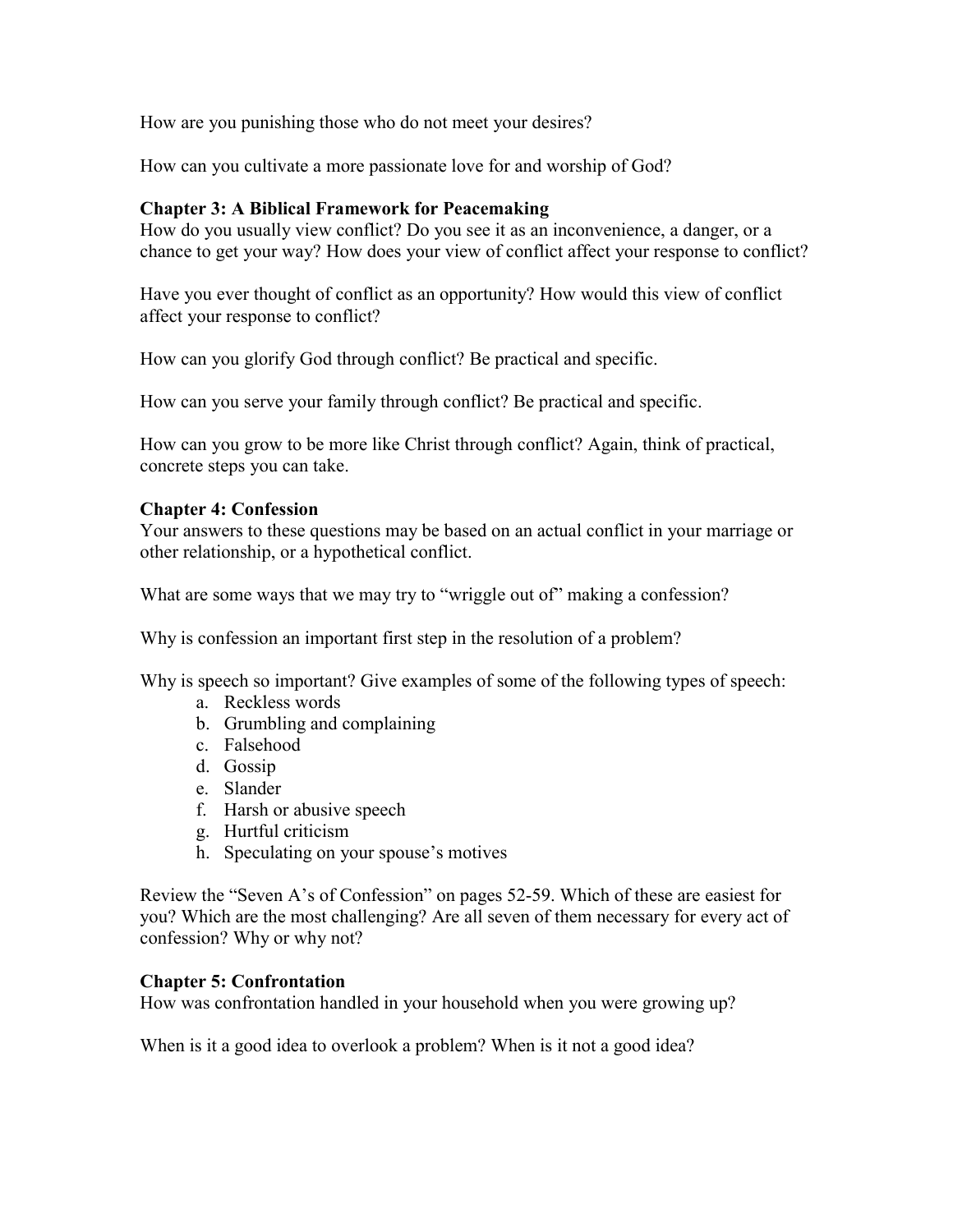How are you punishing those who do not meet your desires?

How can you cultivate a more passionate love for and worship of God?

**Chapter 3: A Biblical Framework for Peacemaking**

How do you usually view conflict? Do you see it as an inconvenience, a danger, or a chance to get your way? How does your view of conflict affect your response to conflict?

Have you ever thought of conflict as an opportunity? How would this view of conflict affect your response to conflict?

How can you glorify God through conflict? Be practical and specific.

How can you serve your family through conflict? Be practical and specific.

How can you grow to be more like Christ through conflict? Again, think of practical, concrete steps you can take.

**Chapter 4: Confession**

Your answers to these questions may be based on an actual conflict in your marriage or other relationship, or a hypothetical conflict.

What are some ways that we may try to "wriggle out of" making a confession?

Why is confession an important first step in the resolution of a problem?

Why is speech so important? Give examples of some of the following types of speech:

a. Reckless words
b. Grumbling and complaining
c. Falsehood
d. Gossip
e. Slander
f. Harsh or abusive speech
g. Hurtful criticism
h. Speculating on your spouse's motives

Review the "Seven A's of Confession" on pages 52-59. Which of these are easiest for you? Which are the most challenging? Are all seven of them necessary for every act of confession? Why or why not?

**Chapter 5: Confrontation**

How was confrontation handled in your household when you were growing up?

When is it a good idea to overlook a problem? When is it not a good idea?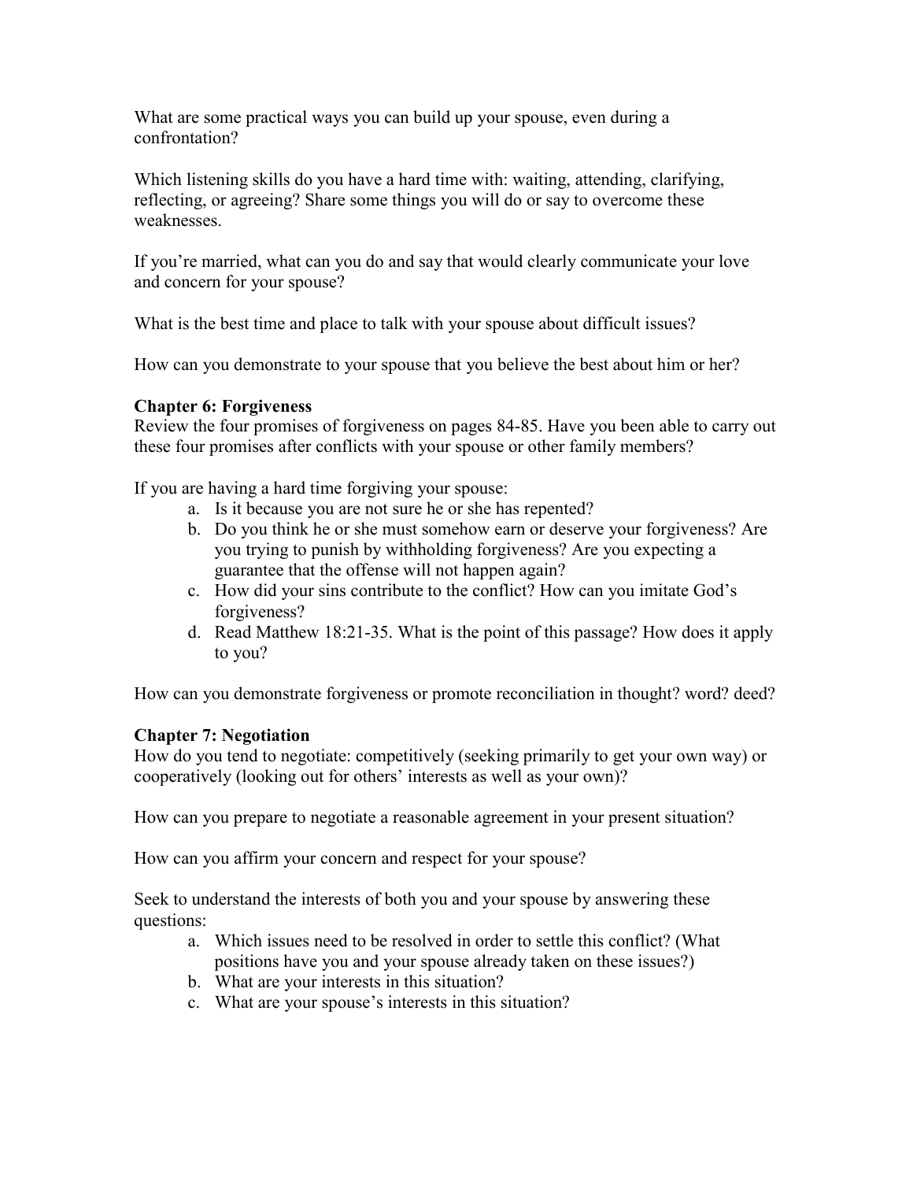What are some practical ways you can build up your spouse, even during a confrontation?

Which listening skills do you have a hard time with: waiting, attending, clarifying, reflecting, or agreeing? Share some things you will do or say to overcome these weaknesses.

If you're married, what can you do and say that would clearly communicate your love and concern for your spouse?

What is the best time and place to talk with your spouse about difficult issues?

How can you demonstrate to your spouse that you believe the best about him or her?

**Chapter 6: Forgiveness**

Review the four promises of forgiveness on pages 84-85. Have you been able to carry out these four promises after conflicts with your spouse or other family members?

If you are having a hard time forgiving your spouse:

a. Is it because you are not sure he or she has repented?
b. Do you think he or she must somehow earn or deserve your forgiveness? Are you trying to punish by withholding forgiveness? Are you expecting a guarantee that the offense will not happen again?
c. How did your sins contribute to the conflict? How can you imitate God's forgiveness?
d. Read Matthew 18:21-35. What is the point of this passage? How does it apply to you?

How can you demonstrate forgiveness or promote reconciliation in thought? word? deed?

**Chapter 7: Negotiation**

How do you tend to negotiate: competitively (seeking primarily to get your own way) or cooperatively (looking out for others' interests as well as your own)?

How can you prepare to negotiate a reasonable agreement in your present situation?

How can you affirm your concern and respect for your spouse?

Seek to understand the interests of both you and your spouse by answering these questions:

a. Which issues need to be resolved in order to settle this conflict? (What positions have you and your spouse already taken on these issues?)
b. What are your interests in this situation?
c. What are your spouse's interests in this situation?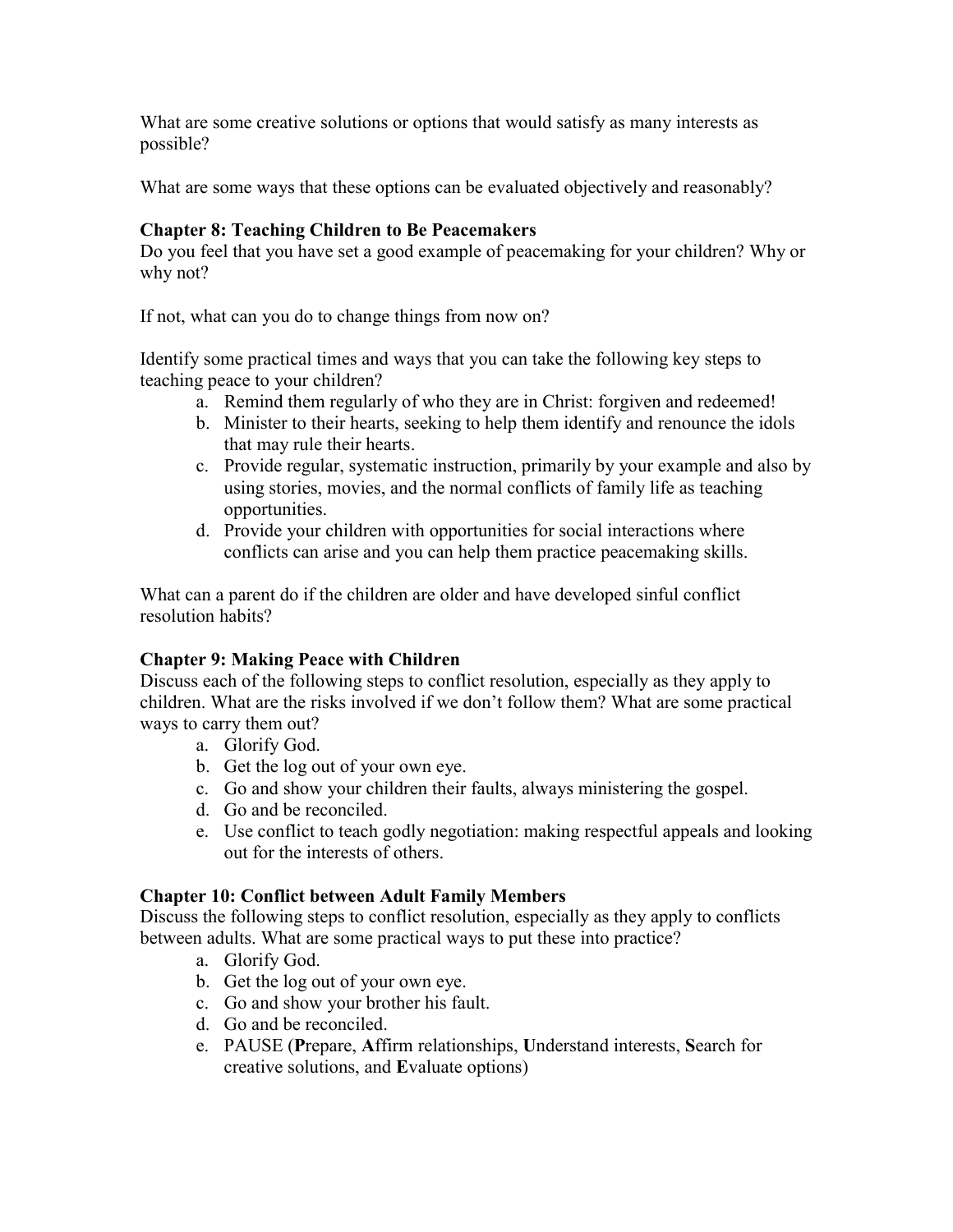What are some creative solutions or options that would satisfy as many interests as possible?

What are some ways that these options can be evaluated objectively and reasonably?

**Chapter 8: Teaching Children to Be Peacemakers**

Do you feel that you have set a good example of peacemaking for your children? Why or why not?

If not, what can you do to change things from now on?

Identify some practical times and ways that you can take the following key steps to teaching peace to your children?

a. Remind them regularly of who they are in Christ: forgiven and redeemed!
b. Minister to their hearts, seeking to help them identify and renounce the idols that may rule their hearts.
c. Provide regular, systematic instruction, primarily by your example and also by using stories, movies, and the normal conflicts of family life as teaching opportunities.
d. Provide your children with opportunities for social interactions where conflicts can arise and you can help them practice peacemaking skills.

What can a parent do if the children are older and have developed sinful conflict resolution habits?

**Chapter 9: Making Peace with Children**

Discuss each of the following steps to conflict resolution, especially as they apply to children. What are the risks involved if we don't follow them? What are some practical ways to carry them out?

a. Glorify God.
b. Get the log out of your own eye.
c. Go and show your children their faults, always ministering the gospel.
d. Go and be reconciled.
e. Use conflict to teach godly negotiation: making respectful appeals and looking out for the interests of others.

**Chapter 10: Conflict between Adult Family Members**

Discuss the following steps to conflict resolution, especially as they apply to conflicts between adults. What are some practical ways to put these into practice?

a. Glorify God.
b. Get the log out of your own eye.
c. Go and show your brother his fault.
d. Go and be reconciled.
e. PAUSE (**P**repare, **A**ffirm relationships, **U**nderstand interests, **S**earch for creative solutions, and **E**valuate options)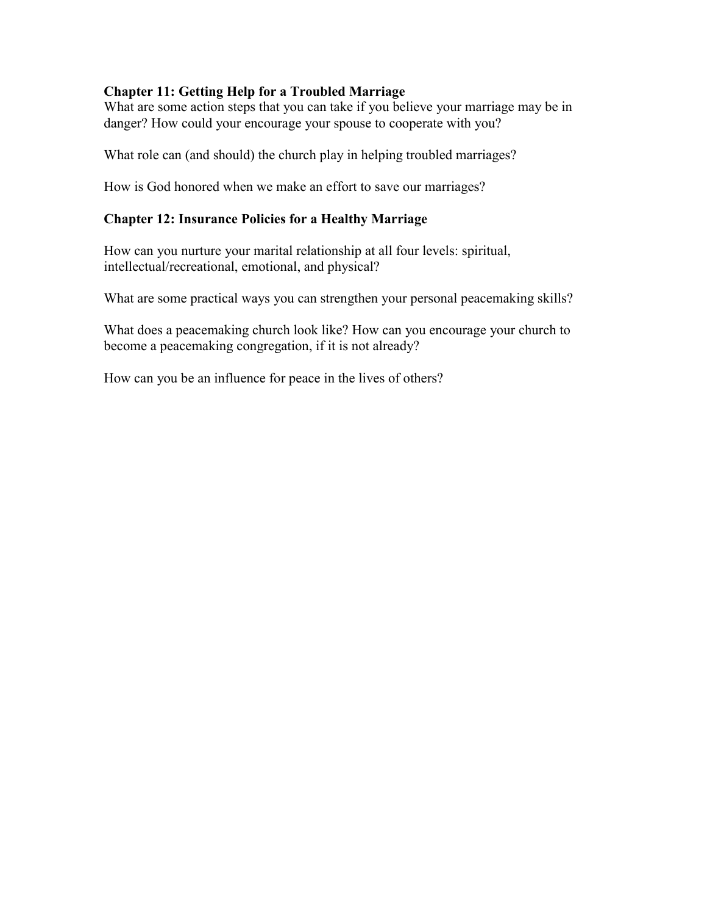**Chapter 11: Getting Help for a Troubled Marriage**

What are some action steps that you can take if you believe your marriage may be in danger? How could your encourage your spouse to cooperate with you?

What role can (and should) the church play in helping troubled marriages?

How is God honored when we make an effort to save our marriages?

**Chapter 12: Insurance Policies for a Healthy Marriage**

How can you nurture your marital relationship at all four levels: spiritual, intellectual/recreational, emotional, and physical?

What are some practical ways you can strengthen your personal peacemaking skills?

What does a peacemaking church look like? How can you encourage your church to become a peacemaking congregation, if it is not already?

How can you be an influence for peace in the lives of others?